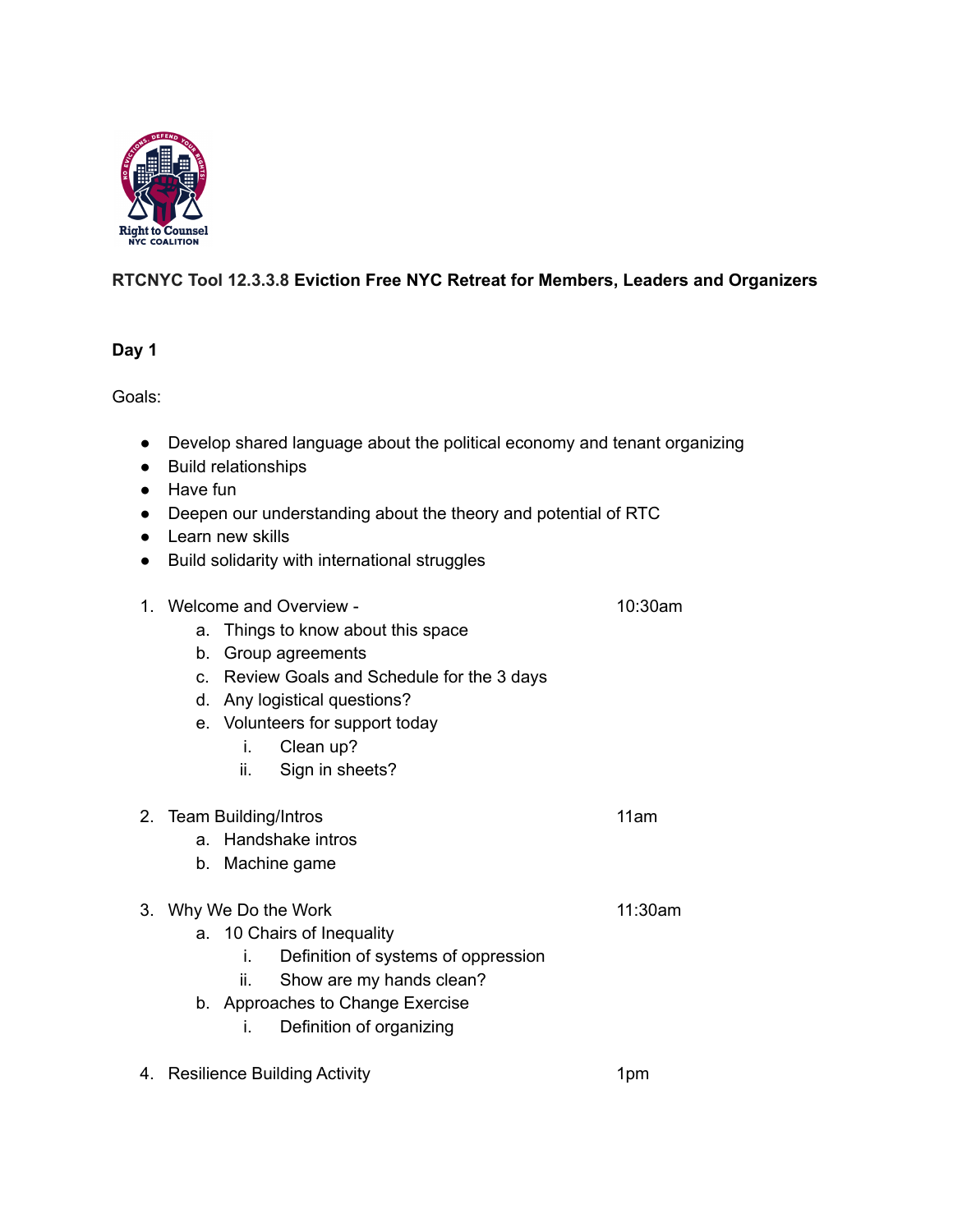**RTCNYC Tool 12.3.3.8 Eviction Free NYC Retreat for Members, Leaders and Organizers**

**Day 1**

Goals:

- Develop shared language about the political economy and tenant organizing
- Build relationships
- Have fun
- Deepen our understanding about the theory and potential of RTC
- Learn new skills
- Build solidarity with international struggles

1. Welcome and Overview - 10:30am
   a. Things to know about this space
   b. Group agreements
   c. Review Goals and Schedule for the 3 days
   d. Any logistical questions?
   e. Volunteers for support today
      i. Clean up?
      ii. Sign in sheets?

2. Team Building/Intros 11am
   a. Handshake intros
   b. Machine game

3. Why We Do the Work 11:30am
   a. 10 Chairs of Inequality
      i. Definition of systems of oppression
      ii. Show are my hands clean?
   b. Approaches to Change Exercise
      i. Definition of organizing

4. Resilience Building Activity 1pm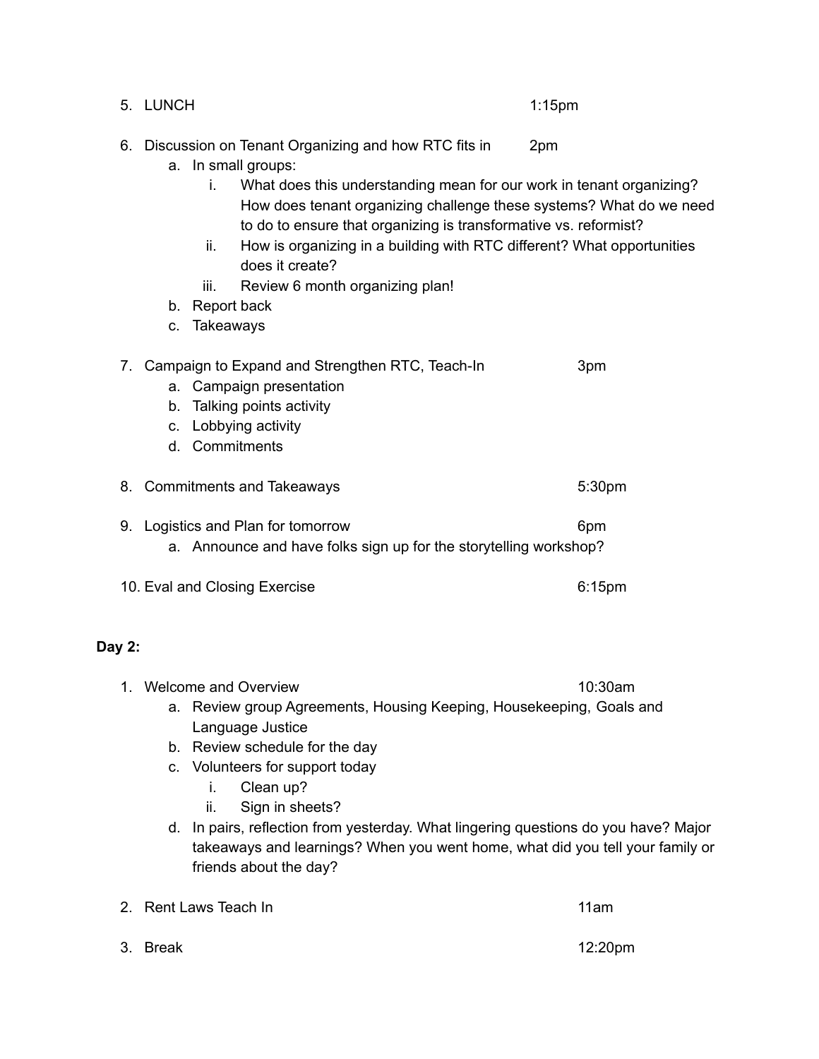5. LUNCH 1:15pm

6. Discussion on Tenant Organizing and how RTC fits in 2pm
    a. In small groups:
        i. What does this understanding mean for our work in tenant organizing? How does tenant organizing challenge these systems? What do we need to do to ensure that organizing is transformative vs. reformist?
        ii. How is organizing in a building with RTC different? What opportunities does it create?
        iii. Review 6 month organizing plan!
    b. Report back
    c. Takeaways

7. Campaign to Expand and Strengthen RTC, Teach-In 3pm
    a. Campaign presentation
    b. Talking points activity
    c. Lobbying activity
    d. Commitments

8. Commitments and Takeaways 5:30pm

9. Logistics and Plan for tomorrow 6pm
    a. Announce and have folks sign up for the storytelling workshop?

10. Eval and Closing Exercise 6:15pm

**Day 2:**

1. Welcome and Overview 10:30am
    a. Review group Agreements, Housing Keeping, Housekeeping, Goals and Language Justice
    b. Review schedule for the day
    c. Volunteers for support today
        i. Clean up?
        ii. Sign in sheets?
    d. In pairs, reflection from yesterday. What lingering questions do you have? Major takeaways and learnings? When you went home, what did you tell your family or friends about the day?

2. Rent Laws Teach In 11am

3. Break 12:20pm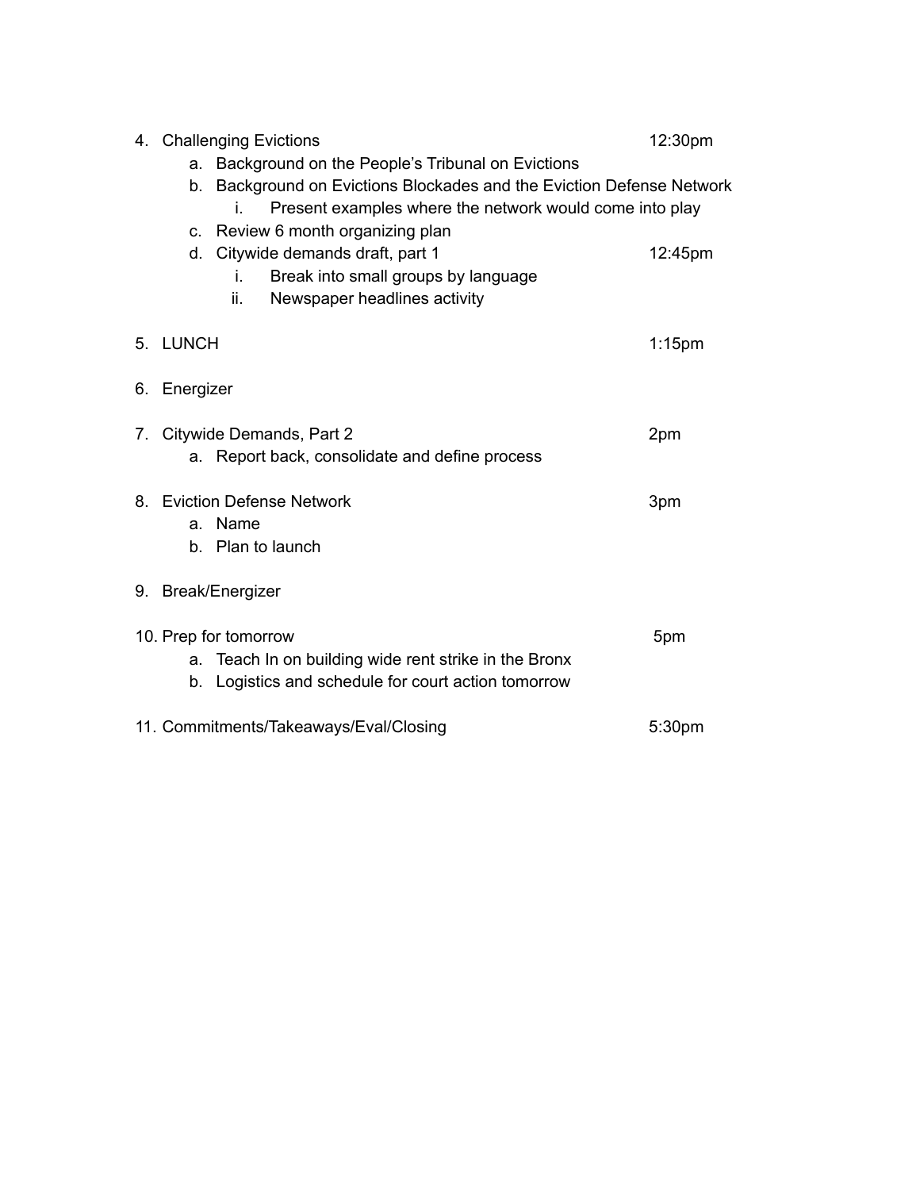4. Challenging Evictions 12:30pm
    a. Background on the People's Tribunal on Evictions
    b. Background on Evictions Blockades and the Eviction Defense Network
        i. Present examples where the network would come into play
    c. Review 6 month organizing plan
    d. Citywide demands draft, part 1 12:45pm
        i. Break into small groups by language
        ii. Newspaper headlines activity

5. LUNCH 1:15pm

6. Energizer

7. Citywide Demands, Part 2 2pm
    a. Report back, consolidate and define process

8. Eviction Defense Network 3pm
    a. Name
    b. Plan to launch

9. Break/Energizer

10. Prep for tomorrow 5pm
    a. Teach In on building wide rent strike in the Bronx
    b. Logistics and schedule for court action tomorrow

11. Commitments/Takeaways/Eval/Closing 5:30pm